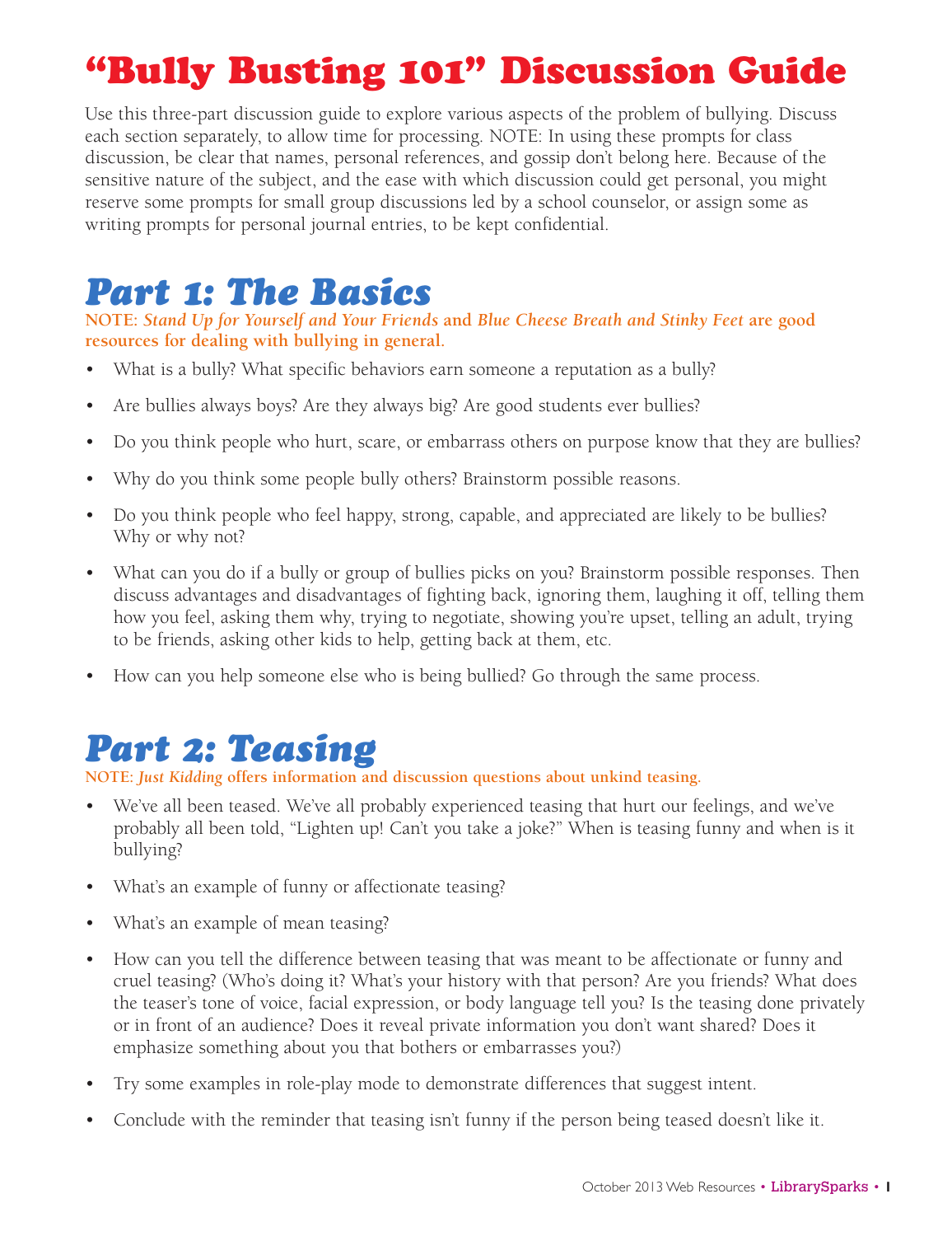# "Bully Busting 101" Discussion Guide

Use this three-part discussion guide to explore various aspects of the problem of bullying. Discuss each section separately, to allow time for processing. NOTE: In using these prompts for class discussion, be clear that names, personal references, and gossip don't belong here. Because of the sensitive nature of the subject, and the ease with which discussion could get personal, you might reserve some prompts for small group discussions led by a school counselor, or assign some as writing prompts for personal journal entries, to be kept confidential.

## Part 1: The Basics

**NOTE: *Stand Up for Yourself and Your Friends* and *Blue Cheese Breath and Stinky Feet* are good resources for dealing with bullying in general.**

- What is a bully? What specific behaviors earn someone a reputation as a bully?
- Are bullies always boys? Are they always big? Are good students ever bullies?
- Do you think people who hurt, scare, or embarrass others on purpose know that they are bullies?
- Why do you think some people bully others? Brainstorm possible reasons.
- Do you think people who feel happy, strong, capable, and appreciated are likely to be bullies? Why or why not?
- What can you do if a bully or group of bullies picks on you? Brainstorm possible responses. Then discuss advantages and disadvantages of fighting back, ignoring them, laughing it off, telling them how you feel, asking them why, trying to negotiate, showing you're upset, telling an adult, trying to be friends, asking other kids to help, getting back at them, etc.
- How can you help someone else who is being bullied? Go through the same process.

## Part 2: Teasing

**NOTE: *Just Kidding* offers information and discussion questions about unkind teasing.**

- We've all been teased. We've all probably experienced teasing that hurt our feelings, and we've probably all been told, "Lighten up! Can't you take a joke?" When is teasing funny and when is it bullying?
- What's an example of funny or affectionate teasing?
- What's an example of mean teasing?
- How can you tell the difference between teasing that was meant to be affectionate or funny and cruel teasing? (Who's doing it? What's your history with that person? Are you friends? What does the teaser's tone of voice, facial expression, or body language tell you? Is the teasing done privately or in front of an audience? Does it reveal private information you don't want shared? Does it emphasize something about you that bothers or embarrasses you?)
- Try some examples in role-play mode to demonstrate differences that suggest intent.
- Conclude with the reminder that teasing isn't funny if the person being teased doesn't like it.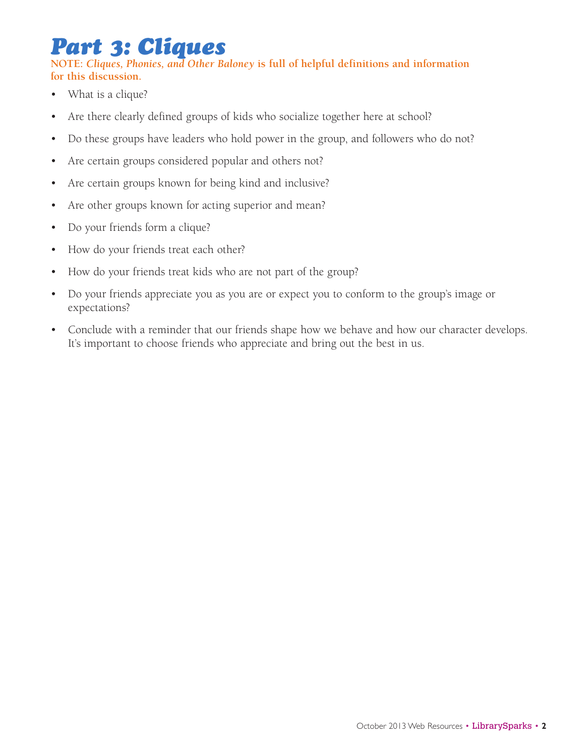# Part 3: Cliques

**NOTE: *Cliques, Phonies, and Other Baloney* is full of helpful definitions and information for this discussion.**

- What is a clique?
- Are there clearly defined groups of kids who socialize together here at school?
- Do these groups have leaders who hold power in the group, and followers who do not?
- Are certain groups considered popular and others not?
- Are certain groups known for being kind and inclusive?
- Are other groups known for acting superior and mean?
- Do your friends form a clique?
- How do your friends treat each other?
- How do your friends treat kids who are not part of the group?
- Do your friends appreciate you as you are or expect you to conform to the group's image or expectations?
- Conclude with a reminder that our friends shape how we behave and how our character develops. It's important to choose friends who appreciate and bring out the best in us.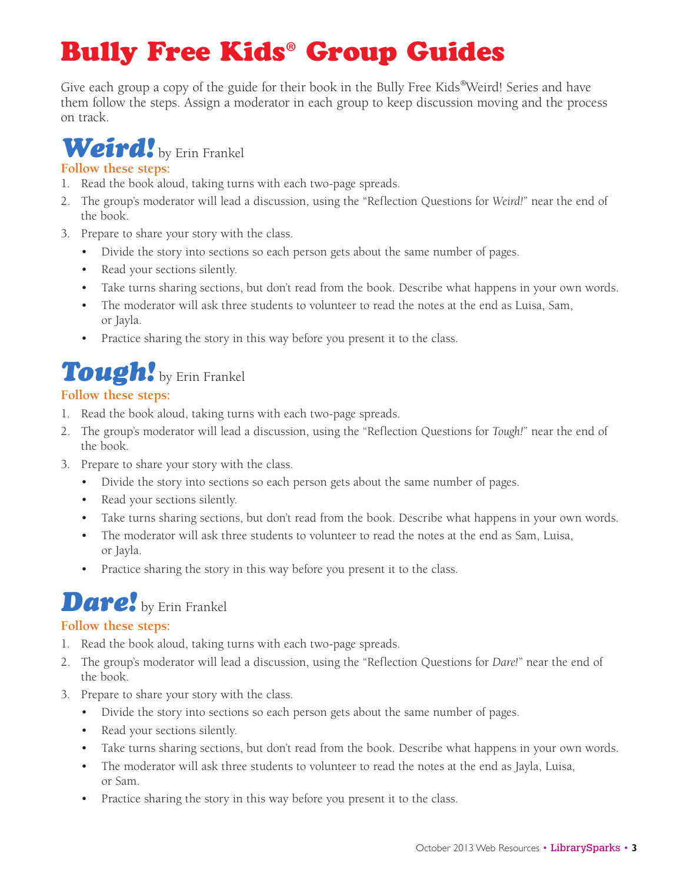# Bully Free Kids® Group Guides

Give each group a copy of the guide for their book in the Bully Free Kids®Weird! Series and have them follow the steps. Assign a moderator in each group to keep discussion moving and the process on track.

## *Weird!* by Erin Frankel

**Follow these steps:**

1. Read the book aloud, taking turns with each two-page spreads.
2. The group's moderator will lead a discussion, using the "Reflection Questions for *Weird!*" near the end of the book.
3. Prepare to share your story with the class.
   - Divide the story into sections so each person gets about the same number of pages.
   - Read your sections silently.
   - Take turns sharing sections, but don't read from the book. Describe what happens in your own words.
   - The moderator will ask three students to volunteer to read the notes at the end as Luisa, Sam, or Jayla.
   - Practice sharing the story in this way before you present it to the class.

## *Tough!* by Erin Frankel

**Follow these steps:**

1. Read the book aloud, taking turns with each two-page spreads.
2. The group's moderator will lead a discussion, using the "Reflection Questions for *Tough!*" near the end of the book.
3. Prepare to share your story with the class.
   - Divide the story into sections so each person gets about the same number of pages.
   - Read your sections silently.
   - Take turns sharing sections, but don't read from the book. Describe what happens in your own words.
   - The moderator will ask three students to volunteer to read the notes at the end as Sam, Luisa, or Jayla.
   - Practice sharing the story in this way before you present it to the class.

## *Dare!* by Erin Frankel

**Follow these steps:**

1. Read the book aloud, taking turns with each two-page spreads.
2. The group's moderator will lead a discussion, using the "Reflection Questions for *Dare!*" near the end of the book.
3. Prepare to share your story with the class.
   - Divide the story into sections so each person gets about the same number of pages.
   - Read your sections silently.
   - Take turns sharing sections, but don't read from the book. Describe what happens in your own words.
   - The moderator will ask three students to volunteer to read the notes at the end as Jayla, Luisa, or Sam.
   - Practice sharing the story in this way before you present it to the class.